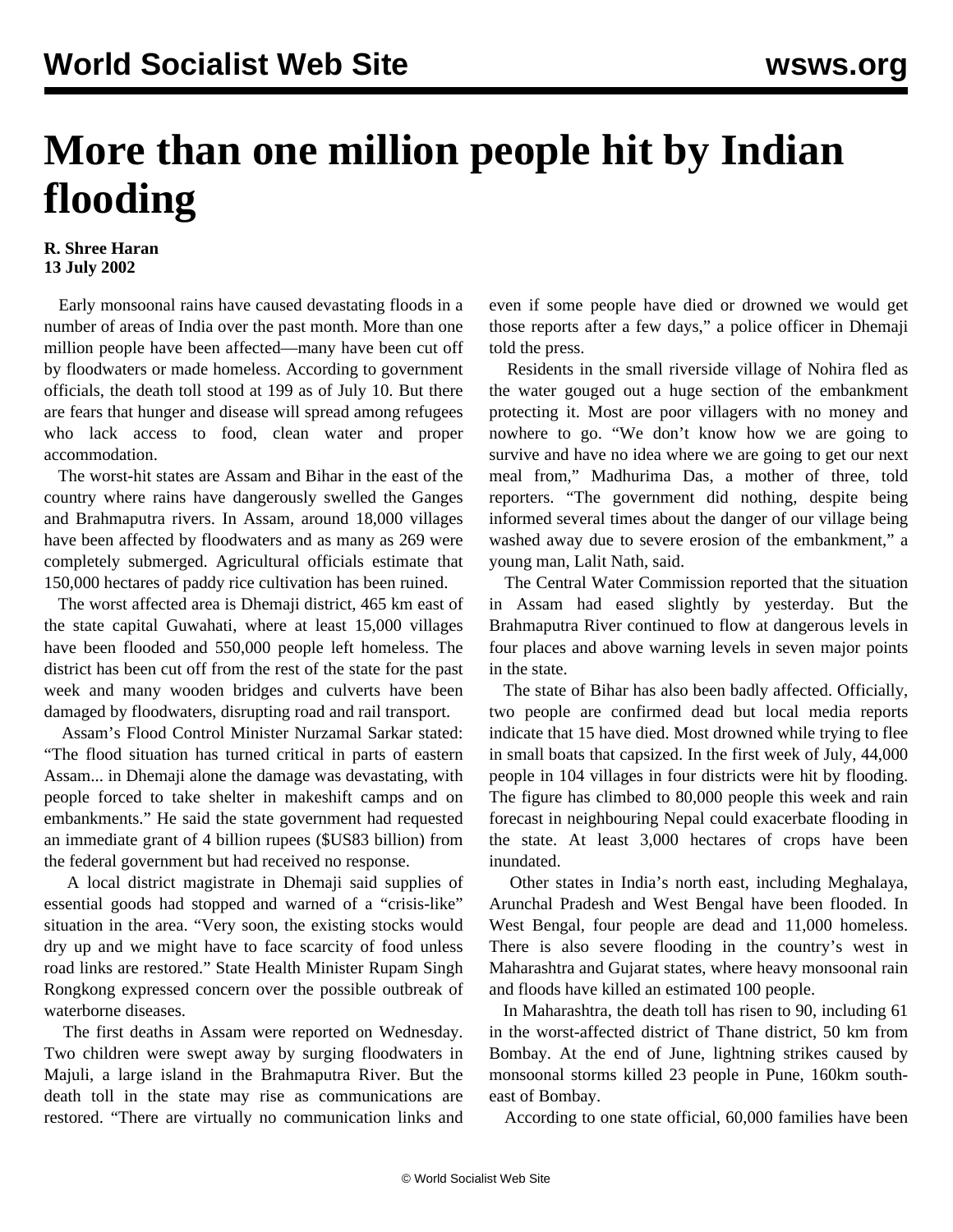# More than one million people hit by Indian flooding

**R. Shree Haran**
**13 July 2002**

Early monsoonal rains have caused devastating floods in a number of areas of India over the past month. More than one million people have been affected—many have been cut off by floodwaters or made homeless. According to government officials, the death toll stood at 199 as of July 10. But there are fears that hunger and disease will spread among refugees who lack access to food, clean water and proper accommodation.

The worst-hit states are Assam and Bihar in the east of the country where rains have dangerously swelled the Ganges and Brahmaputra rivers. In Assam, around 18,000 villages have been affected by floodwaters and as many as 269 were completely submerged. Agricultural officials estimate that 150,000 hectares of paddy rice cultivation has been ruined.

The worst affected area is Dhemaji district, 465 km east of the state capital Guwahati, where at least 15,000 villages have been flooded and 550,000 people left homeless. The district has been cut off from the rest of the state for the past week and many wooden bridges and culverts have been damaged by floodwaters, disrupting road and rail transport.

Assam's Flood Control Minister Nurzamal Sarkar stated: "The flood situation has turned critical in parts of eastern Assam... in Dhemaji alone the damage was devastating, with people forced to take shelter in makeshift camps and on embankments." He said the state government had requested an immediate grant of 4 billion rupees ($US83 billion) from the federal government but had received no response.

A local district magistrate in Dhemaji said supplies of essential goods had stopped and warned of a "crisis-like" situation in the area. "Very soon, the existing stocks would dry up and we might have to face scarcity of food unless road links are restored." State Health Minister Rupam Singh Rongkong expressed concern over the possible outbreak of waterborne diseases.

The first deaths in Assam were reported on Wednesday. Two children were swept away by surging floodwaters in Majuli, a large island in the Brahmaputra River. But the death toll in the state may rise as communications are restored. "There are virtually no communication links and even if some people have died or drowned we would get those reports after a few days," a police officer in Dhemaji told the press.

Residents in the small riverside village of Nohira fled as the water gouged out a huge section of the embankment protecting it. Most are poor villagers with no money and nowhere to go. "We don't know how we are going to survive and have no idea where we are going to get our next meal from," Madhurima Das, a mother of three, told reporters. "The government did nothing, despite being informed several times about the danger of our village being washed away due to severe erosion of the embankment," a young man, Lalit Nath, said.

The Central Water Commission reported that the situation in Assam had eased slightly by yesterday. But the Brahmaputra River continued to flow at dangerous levels in four places and above warning levels in seven major points in the state.

The state of Bihar has also been badly affected. Officially, two people are confirmed dead but local media reports indicate that 15 have died. Most drowned while trying to flee in small boats that capsized. In the first week of July, 44,000 people in 104 villages in four districts were hit by flooding. The figure has climbed to 80,000 people this week and rain forecast in neighbouring Nepal could exacerbate flooding in the state. At least 3,000 hectares of crops have been inundated.

Other states in India's north east, including Meghalaya, Arunchal Pradesh and West Bengal have been flooded. In West Bengal, four people are dead and 11,000 homeless. There is also severe flooding in the country's west in Maharashtra and Gujarat states, where heavy monsoonal rain and floods have killed an estimated 100 people.

In Maharashtra, the death toll has risen to 90, including 61 in the worst-affected district of Thane district, 50 km from Bombay. At the end of June, lightning strikes caused by monsoonal storms killed 23 people in Pune, 160km south-east of Bombay.

According to one state official, 60,000 families have been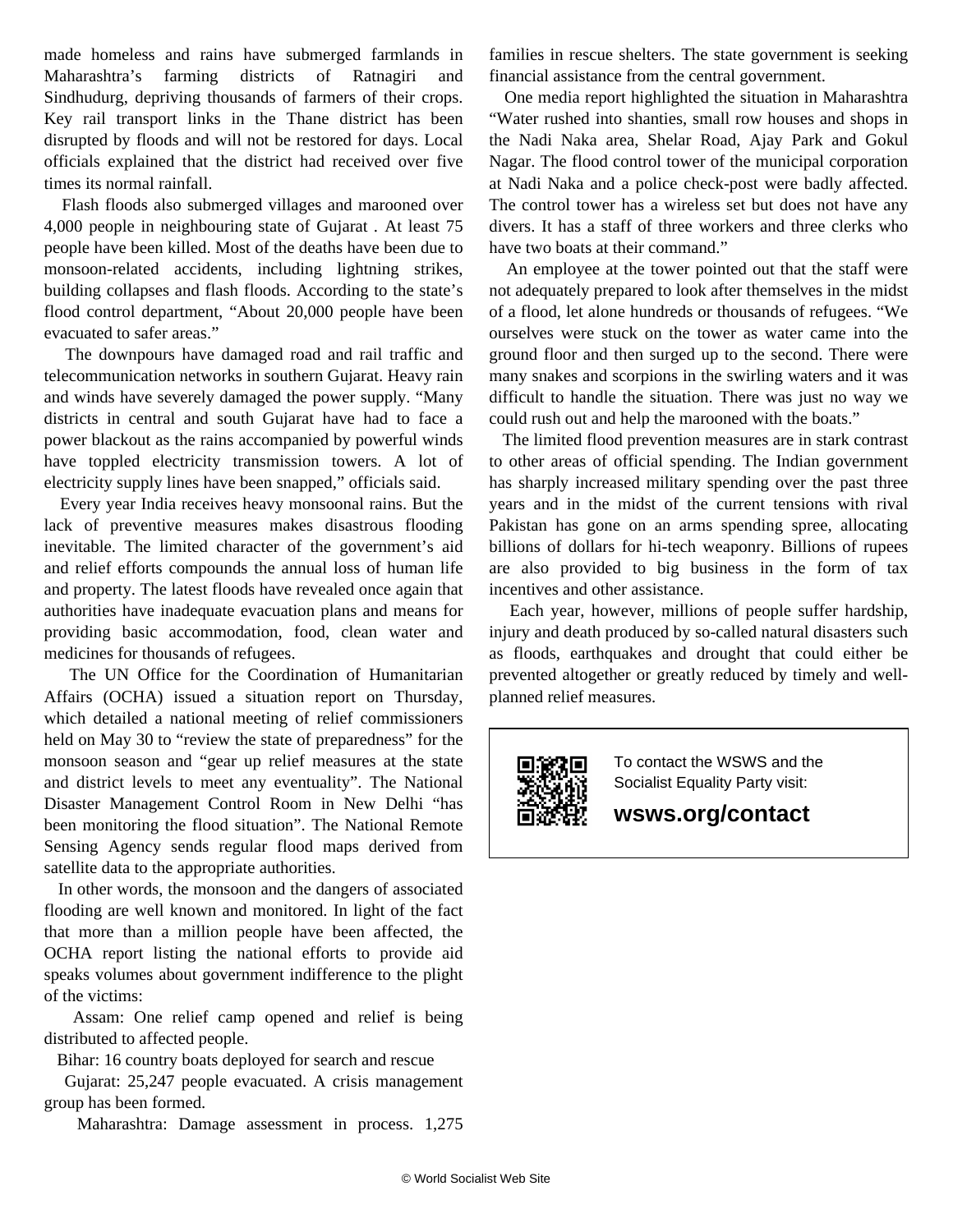made homeless and rains have submerged farmlands in Maharashtra's farming districts of Ratnagiri and Sindhudurg, depriving thousands of farmers of their crops. Key rail transport links in the Thane district has been disrupted by floods and will not be restored for days. Local officials explained that the district had received over five times its normal rainfall.

Flash floods also submerged villages and marooned over 4,000 people in neighbouring state of Gujarat . At least 75 people have been killed. Most of the deaths have been due to monsoon-related accidents, including lightning strikes, building collapses and flash floods. According to the state's flood control department, "About 20,000 people have been evacuated to safer areas."

The downpours have damaged road and rail traffic and telecommunication networks in southern Gujarat. Heavy rain and winds have severely damaged the power supply. "Many districts in central and south Gujarat have had to face a power blackout as the rains accompanied by powerful winds have toppled electricity transmission towers. A lot of electricity supply lines have been snapped," officials said.

Every year India receives heavy monsoonal rains. But the lack of preventive measures makes disastrous flooding inevitable. The limited character of the government's aid and relief efforts compounds the annual loss of human life and property. The latest floods have revealed once again that authorities have inadequate evacuation plans and means for providing basic accommodation, food, clean water and medicines for thousands of refugees.

The UN Office for the Coordination of Humanitarian Affairs (OCHA) issued a situation report on Thursday, which detailed a national meeting of relief commissioners held on May 30 to "review the state of preparedness" for the monsoon season and "gear up relief measures at the state and district levels to meet any eventuality". The National Disaster Management Control Room in New Delhi "has been monitoring the flood situation". The National Remote Sensing Agency sends regular flood maps derived from satellite data to the appropriate authorities.

In other words, the monsoon and the dangers of associated flooding are well known and monitored. In light of the fact that more than a million people have been affected, the OCHA report listing the national efforts to provide aid speaks volumes about government indifference to the plight of the victims:

Assam: One relief camp opened and relief is being distributed to affected people.

Bihar: 16 country boats deployed for search and rescue

Gujarat: 25,247 people evacuated. A crisis management group has been formed.

Maharashtra: Damage assessment in process. 1,275 families in rescue shelters. The state government is seeking financial assistance from the central government.

One media report highlighted the situation in Maharashtra "Water rushed into shanties, small row houses and shops in the Nadi Naka area, Shelar Road, Ajay Park and Gokul Nagar. The flood control tower of the municipal corporation at Nadi Naka and a police check-post were badly affected. The control tower has a wireless set but does not have any divers. It has a staff of three workers and three clerks who have two boats at their command."

An employee at the tower pointed out that the staff were not adequately prepared to look after themselves in the midst of a flood, let alone hundreds or thousands of refugees. "We ourselves were stuck on the tower as water came into the ground floor and then surged up to the second. There were many snakes and scorpions in the swirling waters and it was difficult to handle the situation. There was just no way we could rush out and help the marooned with the boats."

The limited flood prevention measures are in stark contrast to other areas of official spending. The Indian government has sharply increased military spending over the past three years and in the midst of the current tensions with rival Pakistan has gone on an arms spending spree, allocating billions of dollars for hi-tech weaponry. Billions of rupees are also provided to big business in the form of tax incentives and other assistance.

Each year, however, millions of people suffer hardship, injury and death produced by so-called natural disasters such as floods, earthquakes and drought that could either be prevented altogether or greatly reduced by timely and well-planned relief measures.

To contact the WSWS and the Socialist Equality Party visit:

**wsws.org/contact**